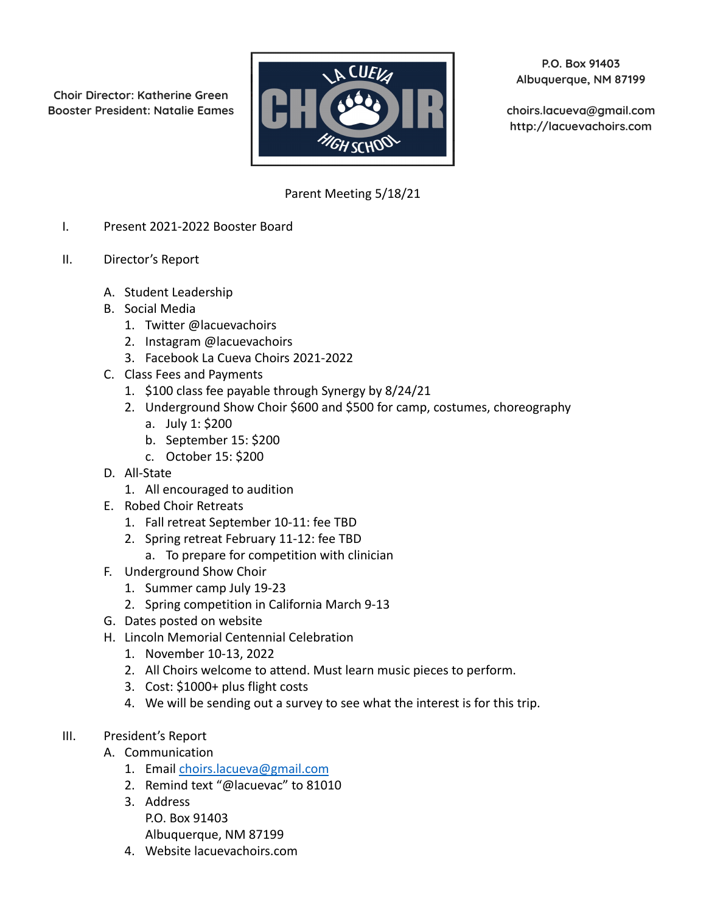Choir Director: Katherine Green
Booster President: Natalie Eames

LA CUEVA CHOIR HIGH SCHOOL

P.O. Box 91403
Albuquerque, NM 87199

choirs.lacueva@gmail.com
http://lacuevachoirs.com

# Parent Meeting 5/18/21

I. Present 2021-2022 Booster Board

II. Director's Report

   A. Student Leadership
   B. Social Media
      1. Twitter @lacuevachoirs
      2. Instagram @lacuevachoirs
      3. Facebook La Cueva Choirs 2021-2022
   C. Class Fees and Payments
      1. $100 class fee payable through Synergy by 8/24/21
      2. Underground Show Choir $600 and $500 for camp, costumes, choreography
         a. July 1: $200
         b. September 15: $200
         c. October 15: $200
   D. All-State
      1. All encouraged to audition
   E. Robed Choir Retreats
      1. Fall retreat September 10-11: fee TBD
      2. Spring retreat February 11-12: fee TBD
         a. To prepare for competition with clinician
   F. Underground Show Choir
      1. Summer camp July 19-23
      2. Spring competition in California March 9-13
   G. Dates posted on website
   H. Lincoln Memorial Centennial Celebration
      1. November 10-13, 2022
      2. All Choirs welcome to attend. Must learn music pieces to perform.
      3. Cost: $1000+ plus flight costs
      4. We will be sending out a survey to see what the interest is for this trip.

III. President's Report

   A. Communication
      1. Email choirs.lacueva@gmail.com
      2. Remind text "@lacuevac" to 81010
      3. Address
         P.O. Box 91403
         Albuquerque, NM 87199
      4. Website lacuevachoirs.com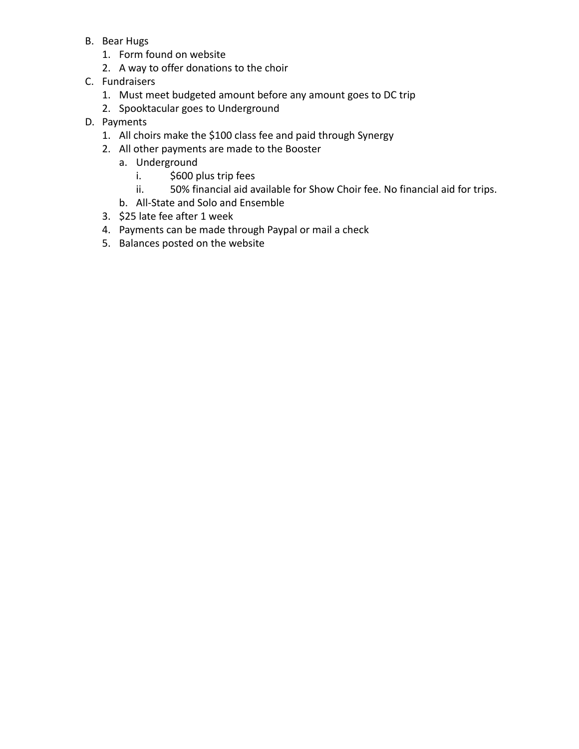B. Bear Hugs
    1. Form found on website
    2. A way to offer donations to the choir
C. Fundraisers
    1. Must meet budgeted amount before any amount goes to DC trip
    2. Spooktacular goes to Underground
D. Payments
    1. All choirs make the $100 class fee and paid through Synergy
    2. All other payments are made to the Booster
        a. Underground
            i. $600 plus trip fees
            ii. 50% financial aid available for Show Choir fee. No financial aid for trips.
        b. All-State and Solo and Ensemble
    3. $25 late fee after 1 week
    4. Payments can be made through Paypal or mail a check
    5. Balances posted on the website